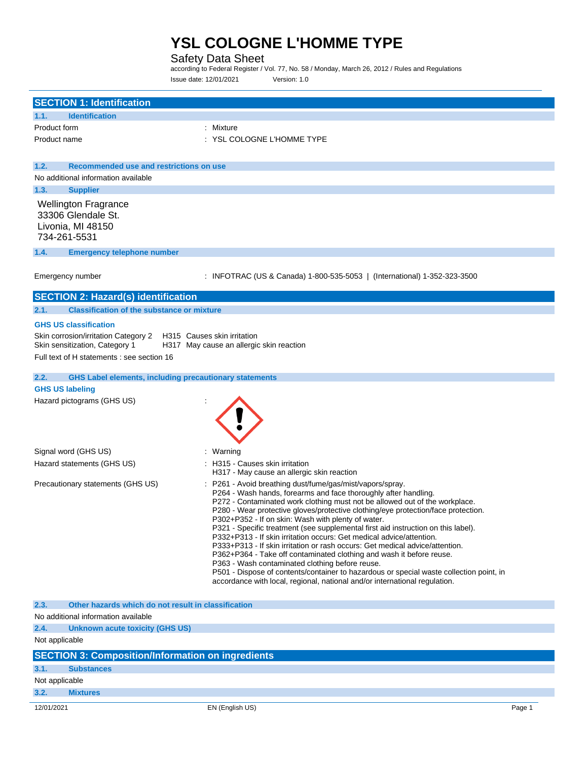# YSL COLOGNE L'HOMME TYPE

Safety Data Sheet

according to Federal Register / Vol. 77, No. 58 / Monday, March 26, 2012 / Rules and Regulations

Issue date: 12/01/2021 Version: 1.0

## SECTION 1: Identification

### 1.1. Identification

Product form : Mixture

Product name : YSL COLOGNE L'HOMME TYPE

### 1.2. Recommended use and restrictions on use

No additional information available

### 1.3. Supplier

Wellington Fragrance
33306 Glendale St.
Livonia, MI 48150
734-261-5531

### 1.4. Emergency telephone number

Emergency number : INFOTRAC (US & Canada) 1-800-535-5053 | (International) 1-352-323-3500

## SECTION 2: Hazard(s) identification

### 2.1. Classification of the substance or mixture

**GHS US classification**

Skin corrosion/irritation Category 2 H315 Causes skin irritation
Skin sensitization, Category 1 H317 May cause an allergic skin reaction

Full text of H statements : see section 16

### 2.2. GHS Label elements, including precautionary statements

**GHS US labeling**

Hazard pictograms (GHS US) :

Signal word (GHS US) : Warning

Hazard statements (GHS US) : H315 - Causes skin irritation
H317 - May cause an allergic skin reaction

Precautionary statements (GHS US) : P261 - Avoid breathing dust/fume/gas/mist/vapors/spray.
P264 - Wash hands, forearms and face thoroughly after handling.
P272 - Contaminated work clothing must not be allowed out of the workplace.
P280 - Wear protective gloves/protective clothing/eye protection/face protection.
P302+P352 - If on skin: Wash with plenty of water.
P321 - Specific treatment (see supplemental first aid instruction on this label).
P332+P313 - If skin irritation occurs: Get medical advice/attention.
P333+P313 - If skin irritation or rash occurs: Get medical advice/attention.
P362+P364 - Take off contaminated clothing and wash it before reuse.
P363 - Wash contaminated clothing before reuse.
P501 - Dispose of contents/container to hazardous or special waste collection point, in accordance with local, regional, national and/or international regulation.

### 2.3. Other hazards which do not result in classification

No additional information available

### 2.4. Unknown acute toxicity (GHS US)

Not applicable

## SECTION 3: Composition/Information on ingredients

### 3.1. Substances

Not applicable

### 3.2. Mixtures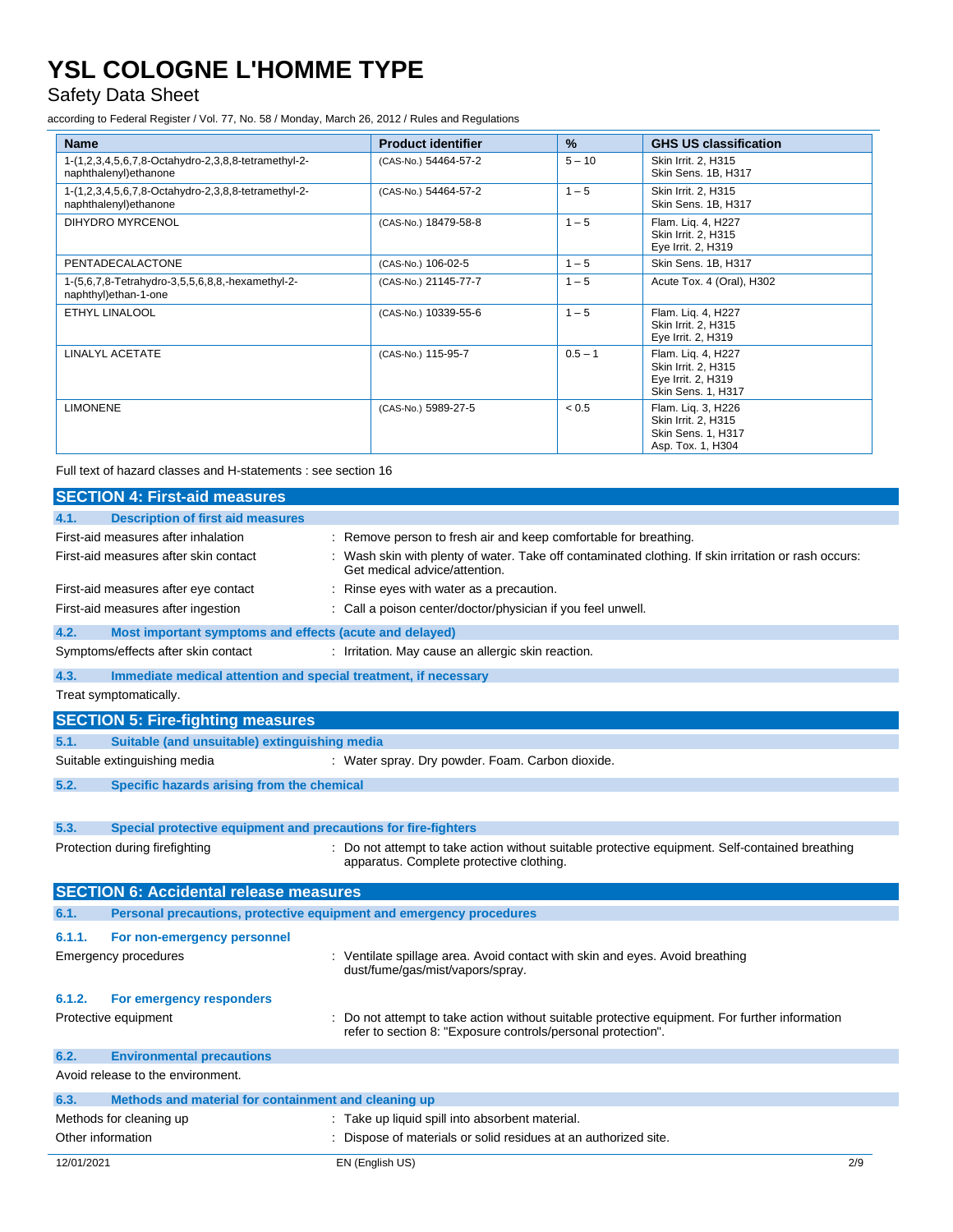| Name | Product identifier | % | GHS US classification |
|---|---|---|---|
| 1-(1,2,3,4,5,6,7,8-Octahydro-2,3,8,8-tetramethyl-2-naphthalenyl)ethanone | (CAS-No.) 54464-57-2 | 5 – 10 | Skin Irrit. 2, H315<br>Skin Sens. 1B, H317 |
| 1-(1,2,3,4,5,6,7,8-Octahydro-2,3,8,8-tetramethyl-2-naphthalenyl)ethanone | (CAS-No.) 54464-57-2 | 1 – 5 | Skin Irrit. 2, H315<br>Skin Sens. 1B, H317 |
| DIHYDRO MYRCENOL | (CAS-No.) 18479-58-8 | 1 – 5 | Flam. Liq. 4, H227<br>Skin Irrit. 2, H315<br>Eye Irrit. 2, H319 |
| PENTADECALACTONE | (CAS-No.) 106-02-5 | 1 – 5 | Skin Sens. 1B, H317 |
| 1-(5,6,7,8-Tetrahydro-3,5,5,6,8,8,-hexamethyl-2-naphthyl)ethan-1-one | (CAS-No.) 21145-77-7 | 1 – 5 | Acute Tox. 4 (Oral), H302 |
| ETHYL LINALOOL | (CAS-No.) 10339-55-6 | 1 – 5 | Flam. Liq. 4, H227<br>Skin Irrit. 2, H315<br>Eye Irrit. 2, H319 |
| LINALYL ACETATE | (CAS-No.) 115-95-7 | 0.5 – 1 | Flam. Liq. 4, H227<br>Skin Irrit. 2, H315<br>Eye Irrit. 2, H319<br>Skin Sens. 1, H317 |
| LIMONENE | (CAS-No.) 5989-27-5 | < 0.5 | Flam. Liq. 3, H226<br>Skin Irrit. 2, H315<br>Skin Sens. 1, H317<br>Asp. Tox. 1, H304 |

Full text of hazard classes and H-statements : see section 16

## SECTION 4: First-aid measures

### 4.1. Description of first aid measures

First-aid measures after inhalation : Remove person to fresh air and keep comfortable for breathing.

First-aid measures after skin contact : Wash skin with plenty of water. Take off contaminated clothing. If skin irritation or rash occurs: Get medical advice/attention.

First-aid measures after eye contact : Rinse eyes with water as a precaution.

First-aid measures after ingestion : Call a poison center/doctor/physician if you feel unwell.

### 4.2. Most important symptoms and effects (acute and delayed)

Symptoms/effects after skin contact : Irritation. May cause an allergic skin reaction.

### 4.3. Immediate medical attention and special treatment, if necessary

Treat symptomatically.

## SECTION 5: Fire-fighting measures

### 5.1. Suitable (and unsuitable) extinguishing media

Suitable extinguishing media : Water spray. Dry powder. Foam. Carbon dioxide.

### 5.2. Specific hazards arising from the chemical

### 5.3. Special protective equipment and precautions for fire-fighters

Protection during firefighting : Do not attempt to take action without suitable protective equipment. Self-contained breathing apparatus. Complete protective clothing.

## SECTION 6: Accidental release measures

### 6.1. Personal precautions, protective equipment and emergency procedures

#### 6.1.1. For non-emergency personnel

Emergency procedures : Ventilate spillage area. Avoid contact with skin and eyes. Avoid breathing dust/fume/gas/mist/vapors/spray.

#### 6.1.2. For emergency responders

Protective equipment : Do not attempt to take action without suitable protective equipment. For further information refer to section 8: "Exposure controls/personal protection".

### 6.2. Environmental precautions

Avoid release to the environment.

### 6.3. Methods and material for containment and cleaning up

Methods for cleaning up : Take up liquid spill into absorbent material.

Other information : Dispose of materials or solid residues at an authorized site.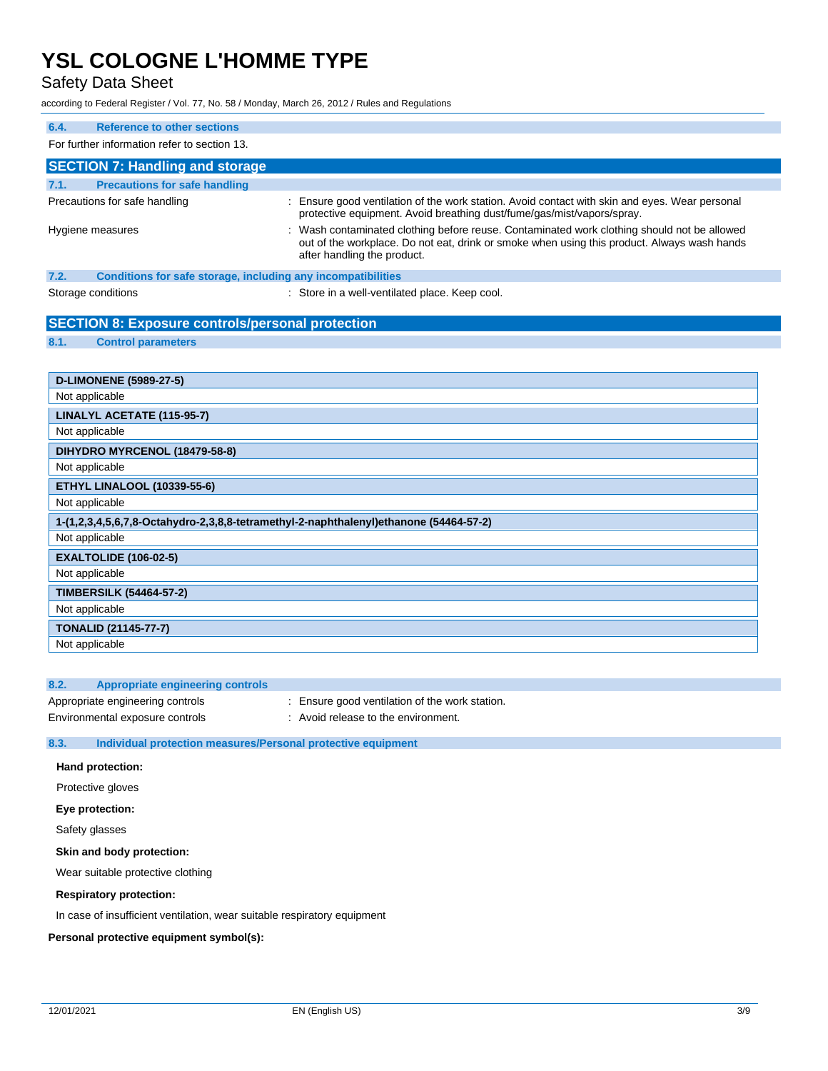#### 6.4. Reference to other sections

For further information refer to section 13.

## SECTION 7: Handling and storage

#### 7.1. Precautions for safe handling

| | |
|---|---|
| Precautions for safe handling | : Ensure good ventilation of the work station. Avoid contact with skin and eyes. Wear personal protective equipment. Avoid breathing dust/fume/gas/mist/vapors/spray. |
| Hygiene measures | : Wash contaminated clothing before reuse. Contaminated work clothing should not be allowed out of the workplace. Do not eat, drink or smoke when using this product. Always wash hands after handling the product. |

#### 7.2. Conditions for safe storage, including any incompatibilities

| | |
|---|---|
| Storage conditions | : Store in a well-ventilated place. Keep cool. |

## SECTION 8: Exposure controls/personal protection

#### 8.1. Control parameters

| **D-LIMONENE (5989-27-5)** |
|---|
| Not applicable |

| **LINALYL ACETATE (115-95-7)** |
|---|
| Not applicable |

| **DIHYDRO MYRCENOL (18479-58-8)** |
|---|
| Not applicable |

| **ETHYL LINALOOL (10339-55-6)** |
|---|
| Not applicable |

| **1-(1,2,3,4,5,6,7,8-Octahydro-2,3,8,8-tetramethyl-2-naphthalenyl)ethanone (54464-57-2)** |
|---|
| Not applicable |

| **EXALTOLIDE (106-02-5)** |
|---|
| Not applicable |

| **TIMBERSILK (54464-57-2)** |
|---|
| Not applicable |

| **TONALID (21145-77-7)** |
|---|
| Not applicable |

#### 8.2. Appropriate engineering controls

| | |
|---|---|
| Appropriate engineering controls | : Ensure good ventilation of the work station. |
| Environmental exposure controls | : Avoid release to the environment. |

#### 8.3. Individual protection measures/Personal protective equipment

**Hand protection:**

Protective gloves

**Eye protection:**

Safety glasses

**Skin and body protection:**

Wear suitable protective clothing

**Respiratory protection:**

In case of insufficient ventilation, wear suitable respiratory equipment

**Personal protective equipment symbol(s):**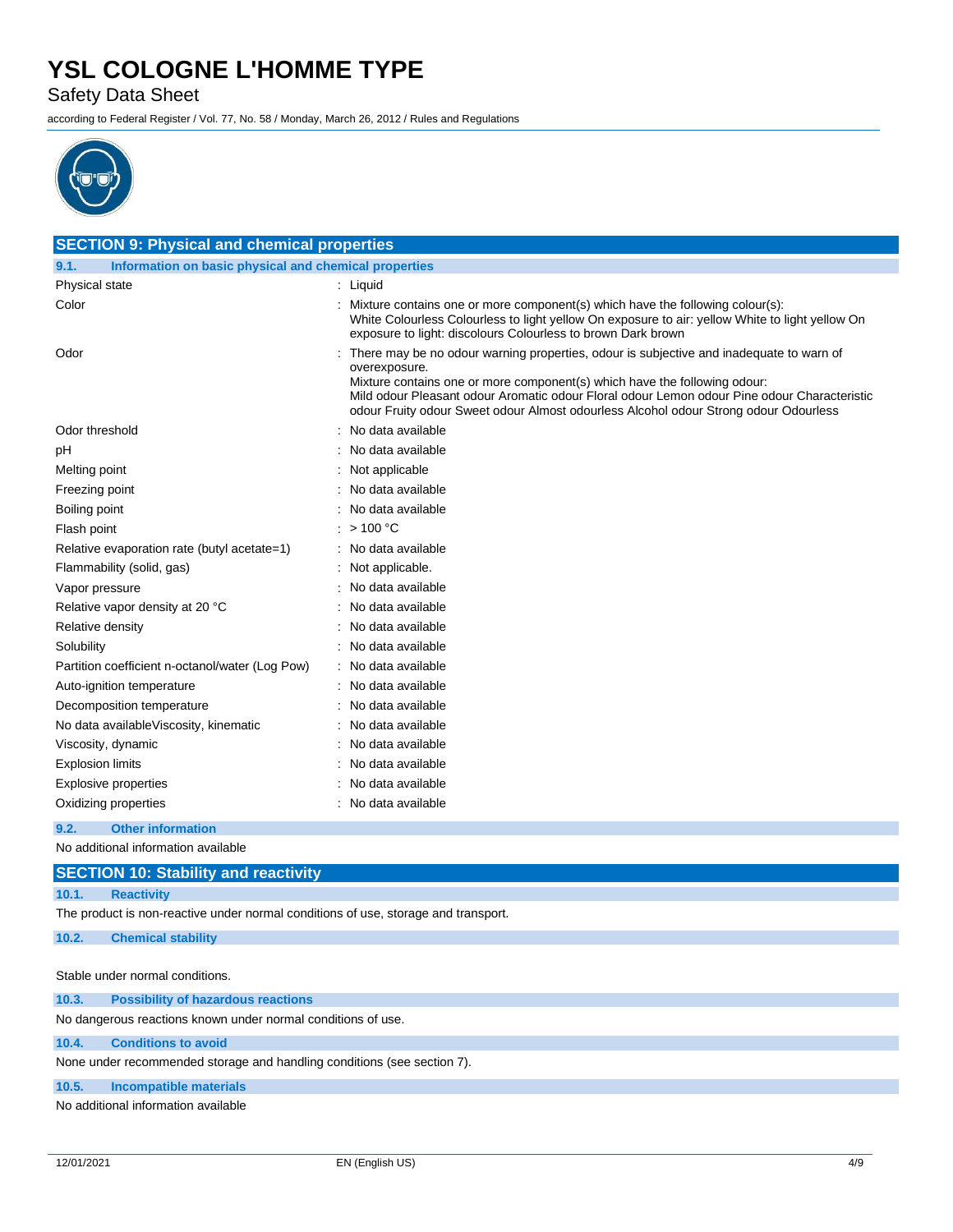## SECTION 9: Physical and chemical properties

### 9.1. Information on basic physical and chemical properties

| | |
|---|---|
| Physical state | : Liquid |
| Color | : Mixture contains one or more component(s) which have the following colour(s): White Colourless Colourless to light yellow On exposure to air: yellow White to light yellow On exposure to light: discolours Colourless to brown Dark brown |
| Odor | : There may be no odour warning properties, odour is subjective and inadequate to warn of overexposure. Mixture contains one or more component(s) which have the following odour: Mild odour Pleasant odour Aromatic odour Floral odour Lemon odour Pine odour Characteristic odour Fruity odour Sweet odour Almost odourless Alcohol odour Strong odour Odourless |
| Odor threshold | : No data available |
| pH | : No data available |
| Melting point | : Not applicable |
| Freezing point | : No data available |
| Boiling point | : No data available |
| Flash point | : > 100 °C |
| Relative evaporation rate (butyl acetate=1) | : No data available |
| Flammability (solid, gas) | : Not applicable. |
| Vapor pressure | : No data available |
| Relative vapor density at 20 °C | : No data available |
| Relative density | : No data available |
| Solubility | : No data available |
| Partition coefficient n-octanol/water (Log Pow) | : No data available |
| Auto-ignition temperature | : No data available |
| Decomposition temperature | : No data available |
| No data availableViscosity, kinematic | : No data available |
| Viscosity, dynamic | : No data available |
| Explosion limits | : No data available |
| Explosive properties | : No data available |
| Oxidizing properties | : No data available |

### 9.2. Other information

No additional information available

## SECTION 10: Stability and reactivity

### 10.1. Reactivity

The product is non-reactive under normal conditions of use, storage and transport.

### 10.2. Chemical stability

Stable under normal conditions.

### 10.3. Possibility of hazardous reactions

No dangerous reactions known under normal conditions of use.

### 10.4. Conditions to avoid

None under recommended storage and handling conditions (see section 7).

### 10.5. Incompatible materials

No additional information available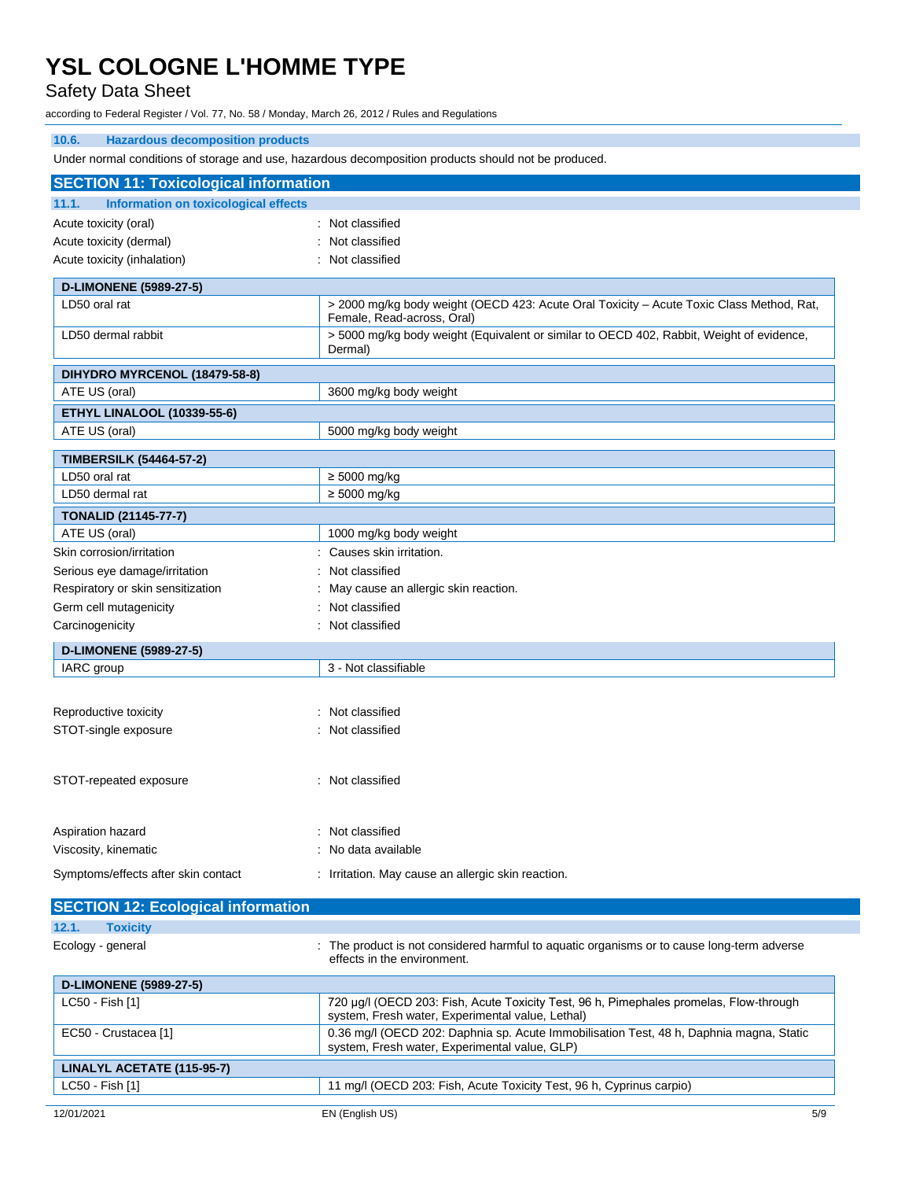#### 10.6. Hazardous decomposition products

Under normal conditions of storage and use, hazardous decomposition products should not be produced.

## SECTION 11: Toxicological information

### 11.1. Information on toxicological effects

Acute toxicity (oral) : Not classified

Acute toxicity (dermal) : Not classified

Acute toxicity (inhalation) : Not classified

| D-LIMONENE (5989-27-5) | |
|---|---|
| LD50 oral rat | > 2000 mg/kg body weight (OECD 423: Acute Oral Toxicity – Acute Toxic Class Method, Rat, Female, Read-across, Oral) |
| LD50 dermal rabbit | > 5000 mg/kg body weight (Equivalent or similar to OECD 402, Rabbit, Weight of evidence, Dermal) |

| DIHYDRO MYRCENOL (18479-58-8) | |
|---|---|
| ATE US (oral) | 3600 mg/kg body weight |
| **ETHYL LINALOOL (10339-55-6)** | |
| ATE US (oral) | 5000 mg/kg body weight |

| TIMBERSILK (54464-57-2) | |
|---|---|
| LD50 oral rat | ≥ 5000 mg/kg |
| LD50 dermal rat | ≥ 5000 mg/kg |
| **TONALID (21145-77-7)** | |
| ATE US (oral) | 1000 mg/kg body weight |

Skin corrosion/irritation : Causes skin irritation.

Serious eye damage/irritation : Not classified

Respiratory or skin sensitization : May cause an allergic skin reaction.

Germ cell mutagenicity : Not classified

Carcinogenicity : Not classified

| D-LIMONENE (5989-27-5) | |
|---|---|
| IARC group | 3 - Not classifiable |

Reproductive toxicity : Not classified

STOT-single exposure : Not classified

STOT-repeated exposure : Not classified

Aspiration hazard : Not classified

Viscosity, kinematic : No data available

Symptoms/effects after skin contact : Irritation. May cause an allergic skin reaction.

## SECTION 12: Ecological information

### 12.1. Toxicity

Ecology - general : The product is not considered harmful to aquatic organisms or to cause long-term adverse effects in the environment.

| D-LIMONENE (5989-27-5) | |
|---|---|
| LC50 - Fish [1] | 720 µg/l (OECD 203: Fish, Acute Toxicity Test, 96 h, Pimephales promelas, Flow-through system, Fresh water, Experimental value, Lethal) |
| EC50 - Crustacea [1] | 0.36 mg/l (OECD 202: Daphnia sp. Acute Immobilisation Test, 48 h, Daphnia magna, Static system, Fresh water, Experimental value, GLP) |
| **LINALYL ACETATE (115-95-7)** | |
| LC50 - Fish [1] | 11 mg/l (OECD 203: Fish, Acute Toxicity Test, 96 h, Cyprinus carpio) |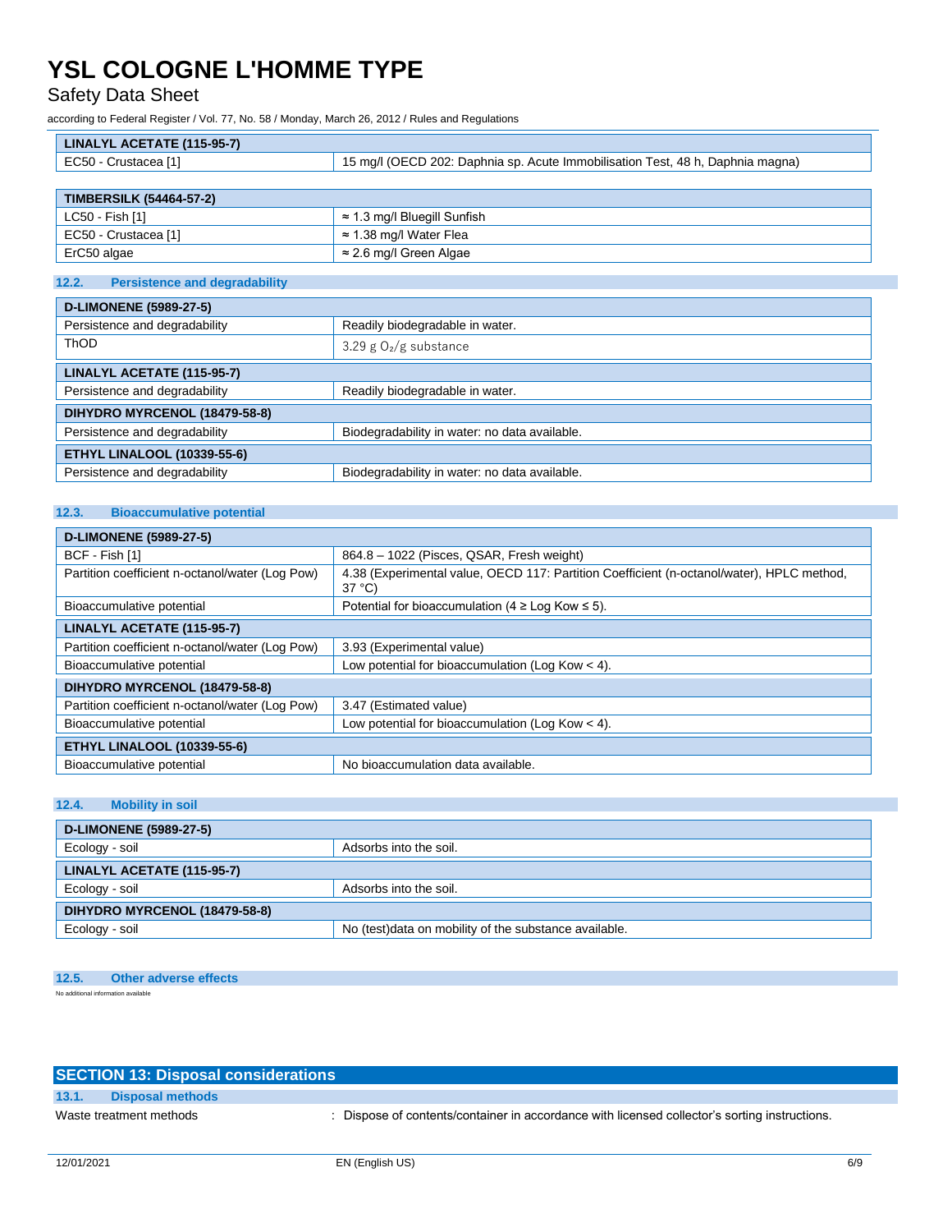| LINALYL ACETATE (115-95-7) | |
|---|---|
| EC50 - Crustacea [1] | 15 mg/l (OECD 202: Daphnia sp. Acute Immobilisation Test, 48 h, Daphnia magna) |

| TIMBERSILK (54464-57-2) | |
|---|---|
| LC50 - Fish [1] | ≈ 1.3 mg/l Bluegill Sunfish |
| EC50 - Crustacea [1] | ≈ 1.38 mg/l Water Flea |
| ErC50 algae | ≈ 2.6 mg/l Green Algae |

### 12.2. Persistence and degradability

| D-LIMONENE (5989-27-5) | |
|---|---|
| Persistence and degradability | Readily biodegradable in water. |
| ThOD | 3.29 g $O_2$/g substance |
| **LINALYL ACETATE (115-95-7)** | |
| Persistence and degradability | Readily biodegradable in water. |
| **DIHYDRO MYRCENOL (18479-58-8)** | |
| Persistence and degradability | Biodegradability in water: no data available. |
| **ETHYL LINALOOL (10339-55-6)** | |
| Persistence and degradability | Biodegradability in water: no data available. |

### 12.3. Bioaccumulative potential

| D-LIMONENE (5989-27-5) | |
|---|---|
| BCF - Fish [1] | 864.8 – 1022 (Pisces, QSAR, Fresh weight) |
| Partition coefficient n-octanol/water (Log Pow) | 4.38 (Experimental value, OECD 117: Partition Coefficient (n-octanol/water), HPLC method, 37 °C) |
| Bioaccumulative potential | Potential for bioaccumulation (4 ≥ Log Kow ≤ 5). |
| **LINALYL ACETATE (115-95-7)** | |
| Partition coefficient n-octanol/water (Log Pow) | 3.93 (Experimental value) |
| Bioaccumulative potential | Low potential for bioaccumulation (Log Kow < 4). |
| **DIHYDRO MYRCENOL (18479-58-8)** | |
| Partition coefficient n-octanol/water (Log Pow) | 3.47 (Estimated value) |
| Bioaccumulative potential | Low potential for bioaccumulation (Log Kow < 4). |
| **ETHYL LINALOOL (10339-55-6)** | |
| Bioaccumulative potential | No bioaccumulation data available. |

### 12.4. Mobility in soil

| D-LIMONENE (5989-27-5) | |
|---|---|
| Ecology - soil | Adsorbs into the soil. |
| **LINALYL ACETATE (115-95-7)** | |
| Ecology - soil | Adsorbs into the soil. |
| **DIHYDRO MYRCENOL (18479-58-8)** | |
| Ecology - soil | No (test)data on mobility of the substance available. |

### 12.5. Other adverse effects

No additional information available

## SECTION 13: Disposal considerations

### 13.1. Disposal methods

Waste treatment methods : Dispose of contents/container in accordance with licensed collector's sorting instructions.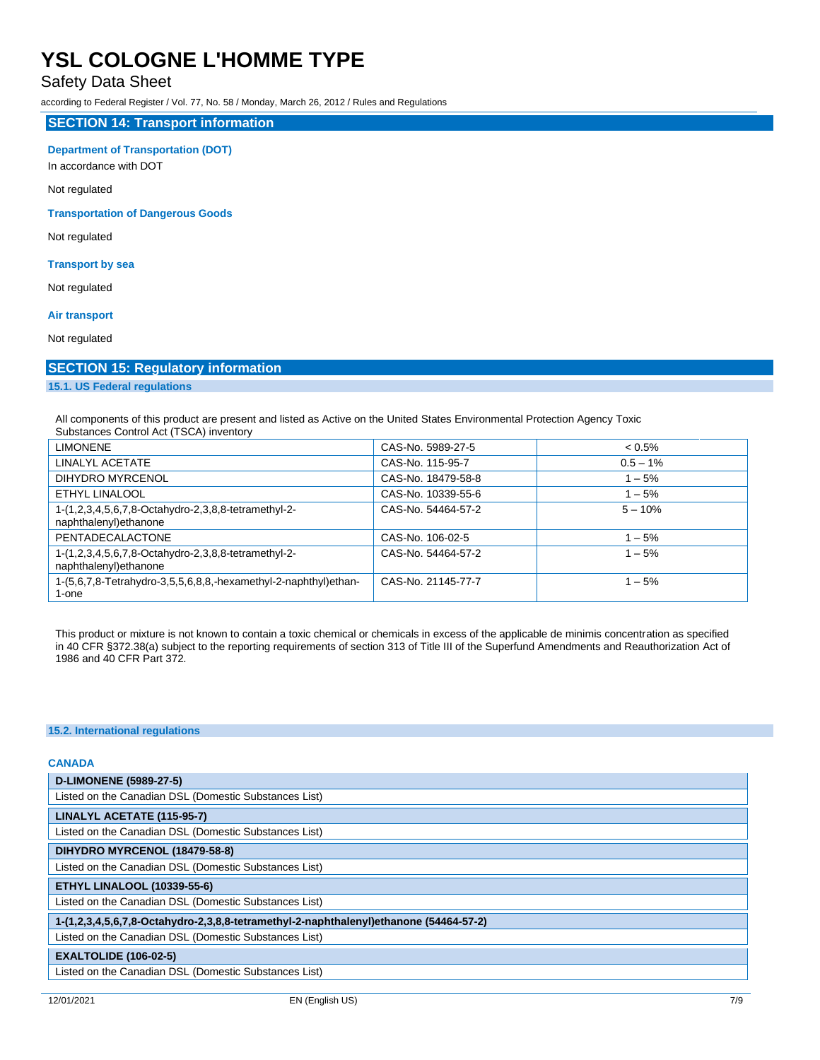## SECTION 14: Transport information

**Department of Transportation (DOT)**

In accordance with DOT

Not regulated

**Transportation of Dangerous Goods**

Not regulated

**Transport by sea**

Not regulated

**Air transport**

Not regulated

## SECTION 15: Regulatory information

### 15.1. US Federal regulations

All components of this product are present and listed as Active on the United States Environmental Protection Agency Toxic Substances Control Act (TSCA) inventory

| | | |
|---|---|---|
| LIMONENE | CAS-No. 5989-27-5 | < 0.5% |
| LINALYL ACETATE | CAS-No. 115-95-7 | 0.5 – 1% |
| DIHYDRO MYRCENOL | CAS-No. 18479-58-8 | 1 – 5% |
| ETHYL LINALOOL | CAS-No. 10339-55-6 | 1 – 5% |
| 1-(1,2,3,4,5,6,7,8-Octahydro-2,3,8,8-tetramethyl-2-naphthalenyl)ethanone | CAS-No. 54464-57-2 | 5 – 10% |
| PENTADECALACTONE | CAS-No. 106-02-5 | 1 – 5% |
| 1-(1,2,3,4,5,6,7,8-Octahydro-2,3,8,8-tetramethyl-2-naphthalenyl)ethanone | CAS-No. 54464-57-2 | 1 – 5% |
| 1-(5,6,7,8-Tetrahydro-3,5,5,6,8,8,-hexamethyl-2-naphthyl)ethan-1-one | CAS-No. 21145-77-7 | 1 – 5% |

This product or mixture is not known to contain a toxic chemical or chemicals in excess of the applicable de minimis concentration as specified in 40 CFR §372.38(a) subject to the reporting requirements of section 313 of Title III of the Superfund Amendments and Reauthorization Act of 1986 and 40 CFR Part 372.

### 15.2. International regulations

**CANADA**

| **D-LIMONENE (5989-27-5)** |
|---|
| Listed on the Canadian DSL (Domestic Substances List) |

| **LINALYL ACETATE (115-95-7)** |
|---|
| Listed on the Canadian DSL (Domestic Substances List) |

| **DIHYDRO MYRCENOL (18479-58-8)** |
|---|
| Listed on the Canadian DSL (Domestic Substances List) |

| **ETHYL LINALOOL (10339-55-6)** |
|---|
| Listed on the Canadian DSL (Domestic Substances List) |

| **1-(1,2,3,4,5,6,7,8-Octahydro-2,3,8,8-tetramethyl-2-naphthalenyl)ethanone (54464-57-2)** |
|---|
| Listed on the Canadian DSL (Domestic Substances List) |

| **EXALTOLIDE (106-02-5)** |
|---|
| Listed on the Canadian DSL (Domestic Substances List) |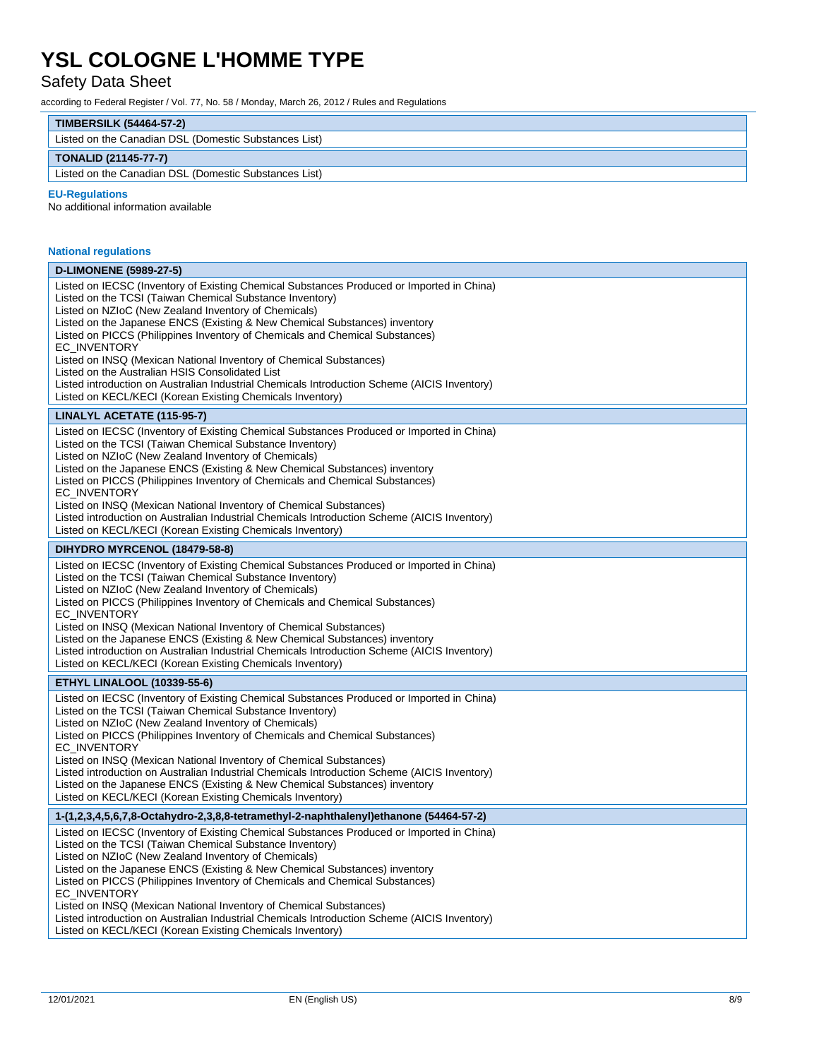| TIMBERSILK (54464-57-2) |
|---|
| Listed on the Canadian DSL (Domestic Substances List) |

| TONALID (21145-77-7) |
|---|
| Listed on the Canadian DSL (Domestic Substances List) |

**EU-Regulations**

No additional information available

**National regulations**

| D-LIMONENE (5989-27-5) |
|---|
| Listed on IECSC (Inventory of Existing Chemical Substances Produced or Imported in China)<br>Listed on the TCSI (Taiwan Chemical Substance Inventory)<br>Listed on NZIoC (New Zealand Inventory of Chemicals)<br>Listed on the Japanese ENCS (Existing & New Chemical Substances) inventory<br>Listed on PICCS (Philippines Inventory of Chemicals and Chemical Substances)<br>EC_INVENTORY<br>Listed on INSQ (Mexican National Inventory of Chemical Substances)<br>Listed on the Australian HSIS Consolidated List<br>Listed introduction on Australian Industrial Chemicals Introduction Scheme (AICIS Inventory)<br>Listed on KECL/KECI (Korean Existing Chemicals Inventory) |

| LINALYL ACETATE (115-95-7) |
|---|
| Listed on IECSC (Inventory of Existing Chemical Substances Produced or Imported in China)<br>Listed on the TCSI (Taiwan Chemical Substance Inventory)<br>Listed on NZIoC (New Zealand Inventory of Chemicals)<br>Listed on the Japanese ENCS (Existing & New Chemical Substances) inventory<br>Listed on PICCS (Philippines Inventory of Chemicals and Chemical Substances)<br>EC_INVENTORY<br>Listed on INSQ (Mexican National Inventory of Chemical Substances)<br>Listed introduction on Australian Industrial Chemicals Introduction Scheme (AICIS Inventory)<br>Listed on KECL/KECI (Korean Existing Chemicals Inventory) |

| DIHYDRO MYRCENOL (18479-58-8) |
|---|
| Listed on IECSC (Inventory of Existing Chemical Substances Produced or Imported in China)<br>Listed on the TCSI (Taiwan Chemical Substance Inventory)<br>Listed on NZIoC (New Zealand Inventory of Chemicals)<br>Listed on PICCS (Philippines Inventory of Chemicals and Chemical Substances)<br>EC_INVENTORY<br>Listed on INSQ (Mexican National Inventory of Chemical Substances)<br>Listed on the Japanese ENCS (Existing & New Chemical Substances) inventory<br>Listed introduction on Australian Industrial Chemicals Introduction Scheme (AICIS Inventory)<br>Listed on KECL/KECI (Korean Existing Chemicals Inventory) |

| ETHYL LINALOOL (10339-55-6) |
|---|
| Listed on IECSC (Inventory of Existing Chemical Substances Produced or Imported in China)<br>Listed on the TCSI (Taiwan Chemical Substance Inventory)<br>Listed on NZIoC (New Zealand Inventory of Chemicals)<br>Listed on PICCS (Philippines Inventory of Chemicals and Chemical Substances)<br>EC_INVENTORY<br>Listed on INSQ (Mexican National Inventory of Chemical Substances)<br>Listed introduction on Australian Industrial Chemicals Introduction Scheme (AICIS Inventory)<br>Listed on the Japanese ENCS (Existing & New Chemical Substances) inventory<br>Listed on KECL/KECI (Korean Existing Chemicals Inventory) |

| 1-(1,2,3,4,5,6,7,8-Octahydro-2,3,8,8-tetramethyl-2-naphthalenyl)ethanone (54464-57-2) |
|---|
| Listed on IECSC (Inventory of Existing Chemical Substances Produced or Imported in China)<br>Listed on the TCSI (Taiwan Chemical Substance Inventory)<br>Listed on NZIoC (New Zealand Inventory of Chemicals)<br>Listed on the Japanese ENCS (Existing & New Chemical Substances) inventory<br>Listed on PICCS (Philippines Inventory of Chemicals and Chemical Substances)<br>EC_INVENTORY<br>Listed on INSQ (Mexican National Inventory of Chemical Substances)<br>Listed introduction on Australian Industrial Chemicals Introduction Scheme (AICIS Inventory)<br>Listed on KECL/KECI (Korean Existing Chemicals Inventory) |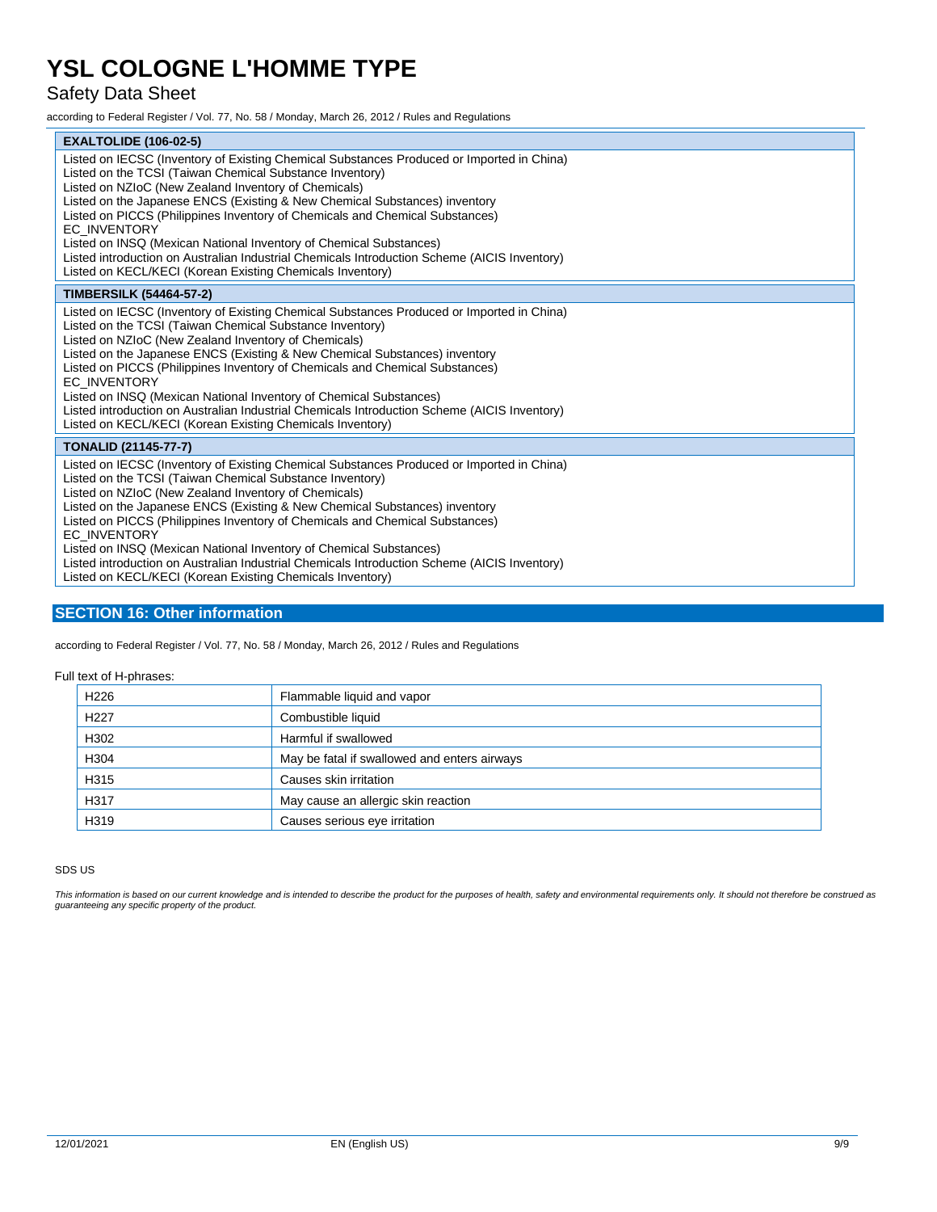| EXALTOLIDE (106-02-5) |
| --- |
| Listed on IECSC (Inventory of Existing Chemical Substances Produced or Imported in China)<br>Listed on the TCSI (Taiwan Chemical Substance Inventory)<br>Listed on NZIoC (New Zealand Inventory of Chemicals)<br>Listed on the Japanese ENCS (Existing & New Chemical Substances) inventory<br>Listed on PICCS (Philippines Inventory of Chemicals and Chemical Substances)<br>EC_INVENTORY<br>Listed on INSQ (Mexican National Inventory of Chemical Substances)<br>Listed introduction on Australian Industrial Chemicals Introduction Scheme (AICIS Inventory)<br>Listed on KECL/KECI (Korean Existing Chemicals Inventory) |

| TIMBERSILK (54464-57-2) |
| --- |
| Listed on IECSC (Inventory of Existing Chemical Substances Produced or Imported in China)<br>Listed on the TCSI (Taiwan Chemical Substance Inventory)<br>Listed on NZIoC (New Zealand Inventory of Chemicals)<br>Listed on the Japanese ENCS (Existing & New Chemical Substances) inventory<br>Listed on PICCS (Philippines Inventory of Chemicals and Chemical Substances)<br>EC_INVENTORY<br>Listed on INSQ (Mexican National Inventory of Chemical Substances)<br>Listed introduction on Australian Industrial Chemicals Introduction Scheme (AICIS Inventory)<br>Listed on KECL/KECI (Korean Existing Chemicals Inventory) |

| TONALID (21145-77-7) |
| --- |
| Listed on IECSC (Inventory of Existing Chemical Substances Produced or Imported in China)<br>Listed on the TCSI (Taiwan Chemical Substance Inventory)<br>Listed on NZIoC (New Zealand Inventory of Chemicals)<br>Listed on the Japanese ENCS (Existing & New Chemical Substances) inventory<br>Listed on PICCS (Philippines Inventory of Chemicals and Chemical Substances)<br>EC_INVENTORY<br>Listed on INSQ (Mexican National Inventory of Chemical Substances)<br>Listed introduction on Australian Industrial Chemicals Introduction Scheme (AICIS Inventory)<br>Listed on KECL/KECI (Korean Existing Chemicals Inventory) |

## SECTION 16: Other information

according to Federal Register / Vol. 77, No. 58 / Monday, March 26, 2012 / Rules and Regulations

Full text of H-phrases:

| | |
| --- | --- |
| H226 | Flammable liquid and vapor |
| H227 | Combustible liquid |
| H302 | Harmful if swallowed |
| H304 | May be fatal if swallowed and enters airways |
| H315 | Causes skin irritation |
| H317 | May cause an allergic skin reaction |
| H319 | Causes serious eye irritation |

SDS US

*This information is based on our current knowledge and is intended to describe the product for the purposes of health, safety and environmental requirements only. It should not therefore be construed as guaranteeing any specific property of the product.*